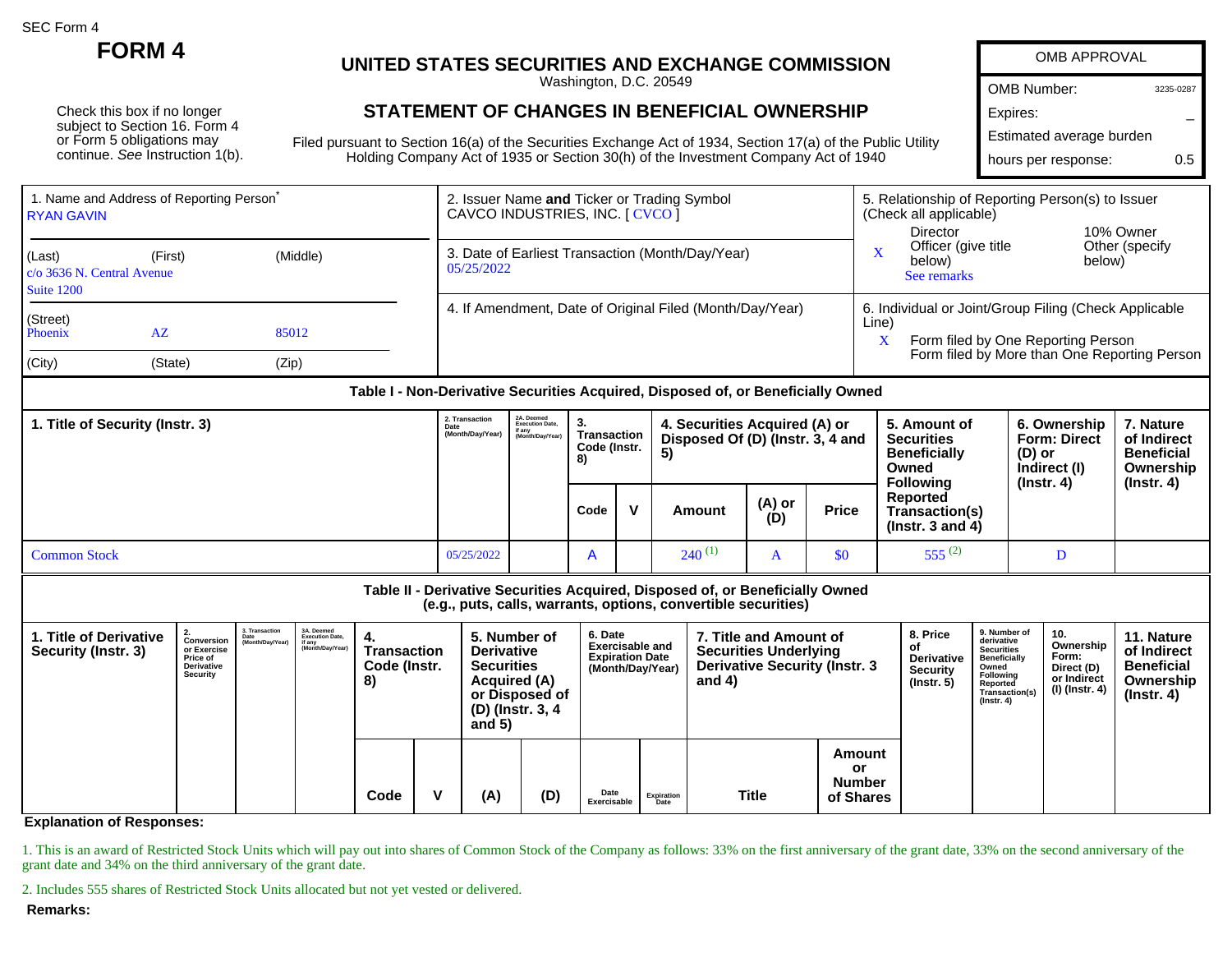SEC Form 4

# FORM 4

Check this box if no longer subject to Section 16. Form 4 or Form 5 obligations may continue. *See* Instruction 1(b).

## UNITED STATES SECURITIES AND EXCHANGE COMMISSION

Washington, D.C. 20549

## STATEMENT OF CHANGES IN BENEFICIAL OWNERSHIP

Filed pursuant to Section 16(a) of the Securities Exchange Act of 1934, Section 17(a) of the Public Utility Holding Company Act of 1935 or Section 30(h) of the Investment Company Act of 1940

| OMB APPROVAL | |
|---|---|
| OMB Number: | 3235-0287 |
| Expires: | – |
| Estimated average burden | |
| hours per response: | 0.5 |

1. Name and Address of Reporting Person*
RYAN GAVIN

(Last) (First) (Middle)
c/o 3636 N. Central Avenue
Suite 1200

(Street)
Phoenix AZ 85012

(City) (State) (Zip)

2. Issuer Name **and** Ticker or Trading Symbol
CAVCO INDUSTRIES, INC. [ CVCO ]

3. Date of Earliest Transaction (Month/Day/Year)
05/25/2022

4. If Amendment, Date of Original Filed (Month/Day/Year)

5. Relationship of Reporting Person(s) to Issuer (Check all applicable)
Director
10% Owner
X Officer (give title below)
Other (specify below)
See remarks

6. Individual or Joint/Group Filing (Check Applicable Line)
X Form filed by One Reporting Person
Form filed by More than One Reporting Person

### Table I - Non-Derivative Securities Acquired, Disposed of, or Beneficially Owned

| 1. Title of Security (Instr. 3) | 2. Transaction Date (Month/Day/Year) | 2A. Deemed Execution Date, if any (Month/Day/Year) | 3. Transaction Code (Instr. 8) | | 4. Securities Acquired (A) or Disposed Of (D) (Instr. 3, 4 and 5) | | | 5. Amount of Securities Beneficially Owned Following Reported Transaction(s) (Instr. 3 and 4) | 6. Ownership Form: Direct (D) or Indirect (I) (Instr. 4) | 7. Nature of Indirect Beneficial Ownership (Instr. 4) |
|---|---|---|---|---|---|---|---|---|---|---|
| | | | Code | V | Amount | (A) or (D) | Price | | | |
| Common Stock | 05/25/2022 | | A | | 240 (1) | A | $0 | 555 (2) | D | |

### Table II - Derivative Securities Acquired, Disposed of, or Beneficially Owned (e.g., puts, calls, warrants, options, convertible securities)

| 1. Title of Derivative Security (Instr. 3) | 2. Conversion or Exercise Price of Derivative Security | 3. Transaction Date (Month/Day/Year) | 3A. Deemed Execution Date, if any (Month/Day/Year) | 4. Transaction Code (Instr. 8) | | 5. Number of Derivative Securities Acquired (A) or Disposed of (D) (Instr. 3, 4 and 5) | | 6. Date Exercisable and Expiration Date (Month/Day/Year) | | 7. Title and Amount of Securities Underlying Derivative Security (Instr. 3 and 4) | | 8. Price of Derivative Security (Instr. 5) | 9. Number of derivative Securities Beneficially Owned Following Reported Transaction(s) (Instr. 4) | 10. Ownership Form: Direct (D) or Indirect (I) (Instr. 4) | 11. Nature of Indirect Beneficial Ownership (Instr. 4) |
|---|---|---|---|---|---|---|---|---|---|---|---|---|---|---|---|
| | | | | Code | V | (A) | (D) | Date Exercisable | Expiration Date | Title | Amount or Number of Shares | | | | |

**Explanation of Responses:**

1. This is an award of Restricted Stock Units which will pay out into shares of Common Stock of the Company as follows: 33% on the first anniversary of the grant date, 33% on the second anniversary of the grant date and 34% on the third anniversary of the grant date.

2. Includes 555 shares of Restricted Stock Units allocated but not yet vested or delivered.

**Remarks:**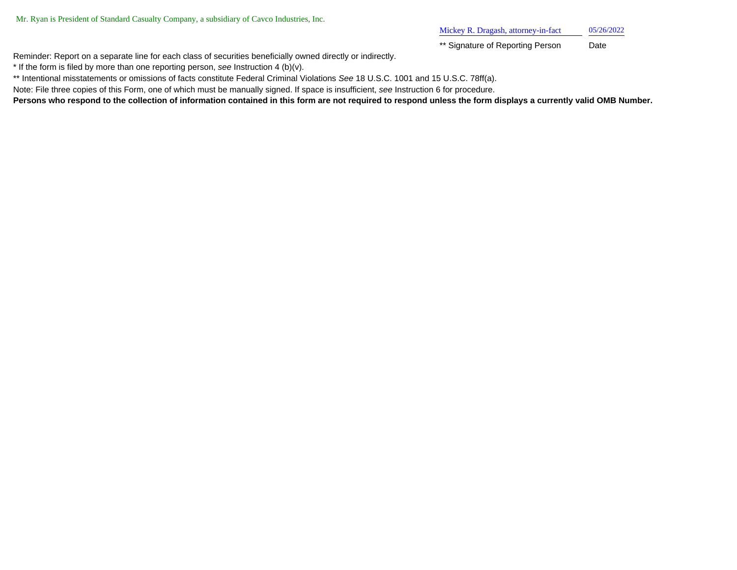Mr. Ryan is President of Standard Casualty Company, a subsidiary of Cavco Industries, Inc.

| | |
|---|---|
| Mickey R. Dragash, attorney-in-fact | 05/26/2022 |
| ** Signature of Reporting Person | Date |

Reminder: Report on a separate line for each class of securities beneficially owned directly or indirectly.

* If the form is filed by more than one reporting person, *see* Instruction 4 (b)(v).

** Intentional misstatements or omissions of facts constitute Federal Criminal Violations *See* 18 U.S.C. 1001 and 15 U.S.C. 78ff(a).

Note: File three copies of this Form, one of which must be manually signed. If space is insufficient, *see* Instruction 6 for procedure.

**Persons who respond to the collection of information contained in this form are not required to respond unless the form displays a currently valid OMB Number.**